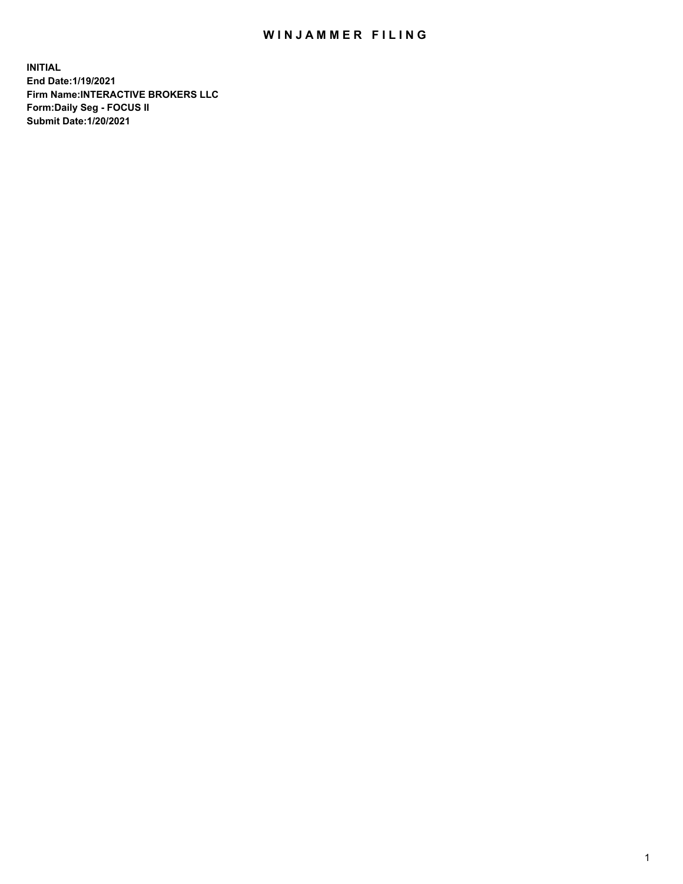# WINJAMMER FILING

**INITIAL**
**End Date:1/19/2021**
**Firm Name:INTERACTIVE BROKERS LLC**
**Form:Daily Seg - FOCUS II**
**Submit Date:1/20/2021**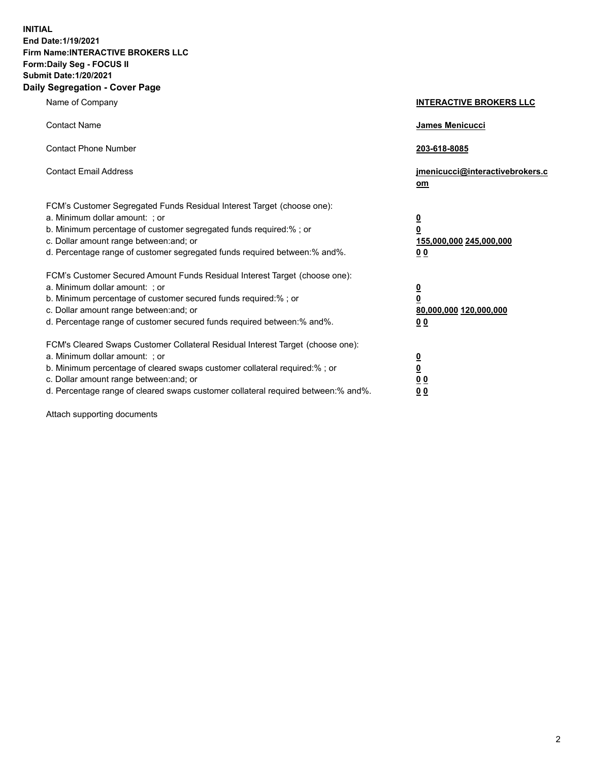**INITIAL**
**End Date:1/19/2021**
**Firm Name:INTERACTIVE BROKERS LLC**
**Form:Daily Seg - FOCUS II**
**Submit Date:1/20/2021**

## Daily Segregation - Cover Page

| | |
|---|---|
| Name of Company | **INTERACTIVE BROKERS LLC** |
| Contact Name | **James Menicucci** |
| Contact Phone Number | **203-618-8085** |
| Contact Email Address | **jmenicucci@interactivebrokers.com** |
| FCM's Customer Segregated Funds Residual Interest Target (choose one): | |
| a. Minimum dollar amount: ; or | **0** |
| b. Minimum percentage of customer segregated funds required:% ; or | **0** |
| c. Dollar amount range between:and; or | **155,000,000 245,000,000** |
| d. Percentage range of customer segregated funds required between:% and%. | **0 0** |
| FCM's Customer Secured Amount Funds Residual Interest Target (choose one): | |
| a. Minimum dollar amount: ; or | **0** |
| b. Minimum percentage of customer secured funds required:% ; or | **0** |
| c. Dollar amount range between:and; or | **80,000,000 120,000,000** |
| d. Percentage range of customer secured funds required between:% and%. | **0 0** |
| FCM's Cleared Swaps Customer Collateral Residual Interest Target (choose one): | |
| a. Minimum dollar amount: ; or | **0** |
| b. Minimum percentage of cleared swaps customer collateral required:% ; or | **0** |
| c. Dollar amount range between:and; or | **0 0** |
| d. Percentage range of cleared swaps customer collateral required between:% and%. | **0 0** |

Attach supporting documents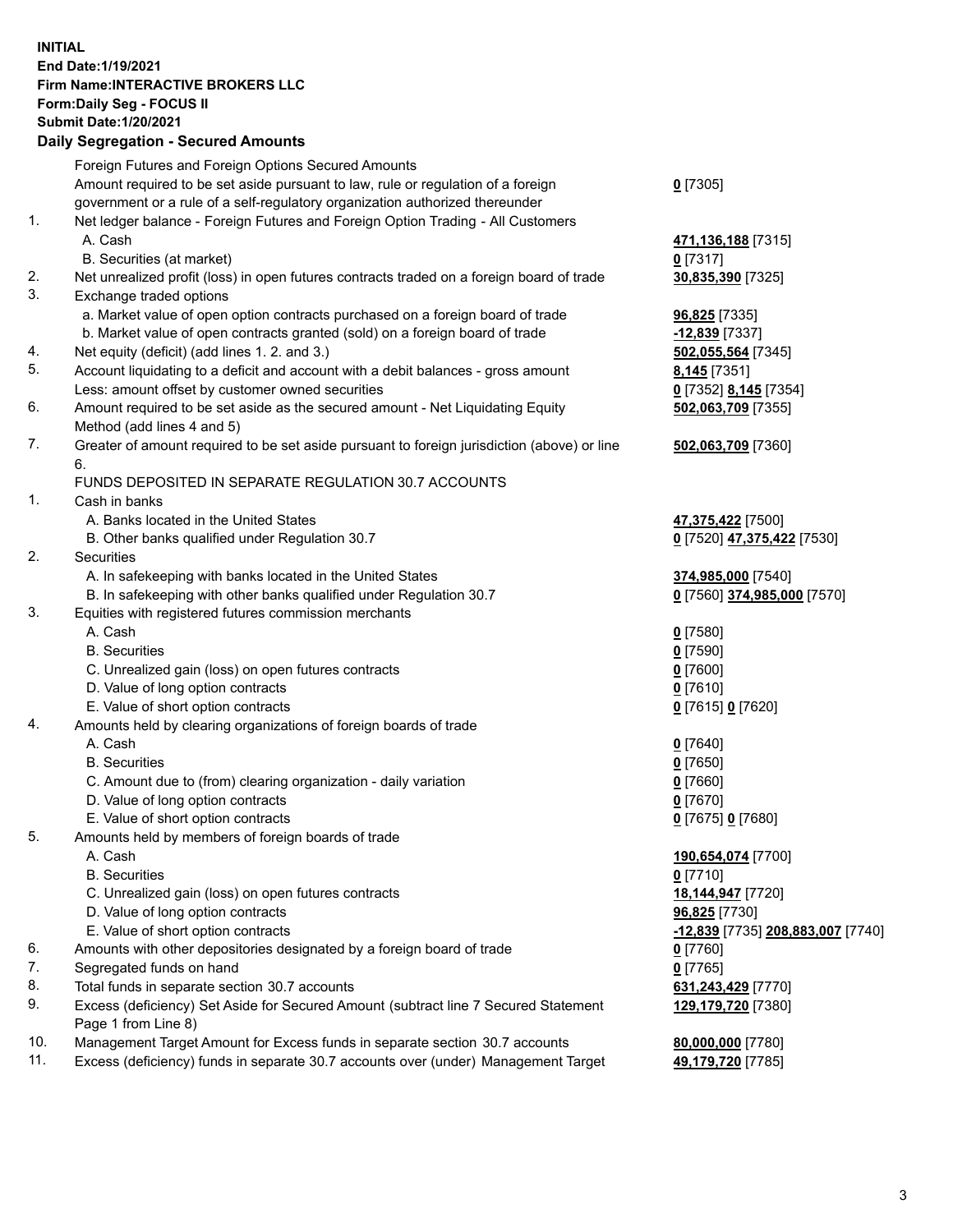**INITIAL**
**End Date:1/19/2021**
**Firm Name:INTERACTIVE BROKERS LLC**
**Form:Daily Seg - FOCUS II**
**Submit Date:1/20/2021**

## Daily Segregation - Secured Amounts

| | | |
|---|---|---|
| | Foreign Futures and Foreign Options Secured Amounts | |
| | Amount required to be set aside pursuant to law, rule or regulation of a foreign government or a rule of a self-regulatory organization authorized thereunder | **0** [7305] |
| 1. | Net ledger balance - Foreign Futures and Foreign Option Trading - All Customers | |
| | A. Cash | **471,136,188** [7315] |
| | B. Securities (at market) | **0** [7317] |
| 2. | Net unrealized profit (loss) in open futures contracts traded on a foreign board of trade | **30,835,390** [7325] |
| 3. | Exchange traded options | |
| | a. Market value of open option contracts purchased on a foreign board of trade | **96,825** [7335] |
| | b. Market value of open contracts granted (sold) on a foreign board of trade | **-12,839** [7337] |
| 4. | Net equity (deficit) (add lines 1. 2. and 3.) | **502,055,564** [7345] |
| 5. | Account liquidating to a deficit and account with a debit balances - gross amount | **8,145** [7351] |
| | Less: amount offset by customer owned securities | **0** [7352] **8,145** [7354] |
| 6. | Amount required to be set aside as the secured amount - Net Liquidating Equity Method (add lines 4 and 5) | **502,063,709** [7355] |
| 7. | Greater of amount required to be set aside pursuant to foreign jurisdiction (above) or line 6. | **502,063,709** [7360] |
| | FUNDS DEPOSITED IN SEPARATE REGULATION 30.7 ACCOUNTS | |
| 1. | Cash in banks | |
| | A. Banks located in the United States | **47,375,422** [7500] |
| | B. Other banks qualified under Regulation 30.7 | **0** [7520] **47,375,422** [7530] |
| 2. | Securities | |
| | A. In safekeeping with banks located in the United States | **374,985,000** [7540] |
| | B. In safekeeping with other banks qualified under Regulation 30.7 | **0** [7560] **374,985,000** [7570] |
| 3. | Equities with registered futures commission merchants | |
| | A. Cash | **0** [7580] |
| | B. Securities | **0** [7590] |
| | C. Unrealized gain (loss) on open futures contracts | **0** [7600] |
| | D. Value of long option contracts | **0** [7610] |
| | E. Value of short option contracts | **0** [7615] **0** [7620] |
| 4. | Amounts held by clearing organizations of foreign boards of trade | |
| | A. Cash | **0** [7640] |
| | B. Securities | **0** [7650] |
| | C. Amount due to (from) clearing organization - daily variation | **0** [7660] |
| | D. Value of long option contracts | **0** [7670] |
| | E. Value of short option contracts | **0** [7675] **0** [7680] |
| 5. | Amounts held by members of foreign boards of trade | |
| | A. Cash | **190,654,074** [7700] |
| | B. Securities | **0** [7710] |
| | C. Unrealized gain (loss) on open futures contracts | **18,144,947** [7720] |
| | D. Value of long option contracts | **96,825** [7730] |
| | E. Value of short option contracts | **-12,839** [7735] **208,883,007** [7740] |
| 6. | Amounts with other depositories designated by a foreign board of trade | **0** [7760] |
| 7. | Segregated funds on hand | **0** [7765] |
| 8. | Total funds in separate section 30.7 accounts | **631,243,429** [7770] |
| 9. | Excess (deficiency) Set Aside for Secured Amount (subtract line 7 Secured Statement Page 1 from Line 8) | **129,179,720** [7380] |
| 10. | Management Target Amount for Excess funds in separate section 30.7 accounts | **80,000,000** [7780] |
| 11. | Excess (deficiency) funds in separate 30.7 accounts over (under) Management Target | **49,179,720** [7785] |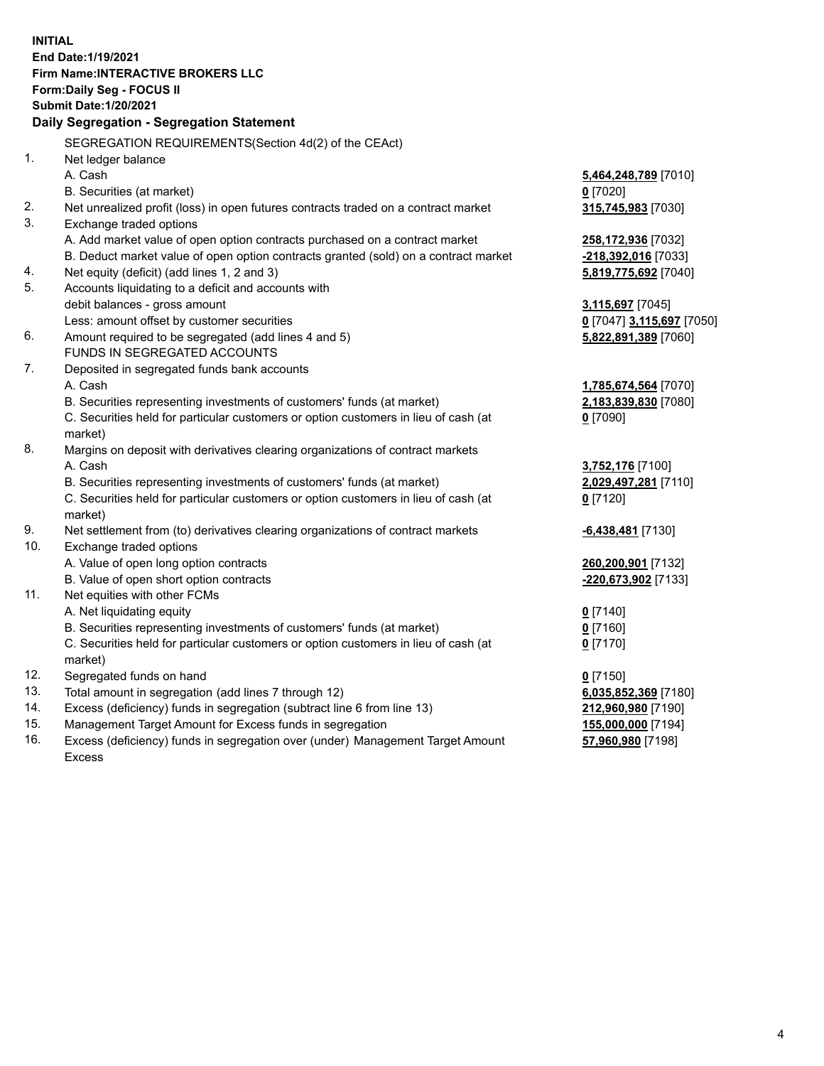**INITIAL**
**End Date:1/19/2021**
**Firm Name:INTERACTIVE BROKERS LLC**
**Form:Daily Seg - FOCUS II**
**Submit Date:1/20/2021**

## Daily Segregation - Segregation Statement

SEGREGATION REQUIREMENTS(Section 4d(2) of the CEAct)

| | | |
|---|---|---|
| 1. | Net ledger balance | |
| | A. Cash | **5,464,248,789** [7010] |
| | B. Securities (at market) | **0** [7020] |
| 2. | Net unrealized profit (loss) in open futures contracts traded on a contract market | **315,745,983** [7030] |
| 3. | Exchange traded options | |
| | A. Add market value of open option contracts purchased on a contract market | **258,172,936** [7032] |
| | B. Deduct market value of open option contracts granted (sold) on a contract market | **-218,392,016** [7033] |
| 4. | Net equity (deficit) (add lines 1, 2 and 3) | **5,819,775,692** [7040] |
| 5. | Accounts liquidating to a deficit and accounts with | |
| | debit balances - gross amount | **3,115,697** [7045] |
| | Less: amount offset by customer securities | **0** [7047] **3,115,697** [7050] |
| 6. | Amount required to be segregated (add lines 4 and 5) | **5,822,891,389** [7060] |
| | FUNDS IN SEGREGATED ACCOUNTS | |
| 7. | Deposited in segregated funds bank accounts | |
| | A. Cash | **1,785,674,564** [7070] |
| | B. Securities representing investments of customers' funds (at market) | **2,183,839,830** [7080] |
| | C. Securities held for particular customers or option customers in lieu of cash (at market) | **0** [7090] |
| 8. | Margins on deposit with derivatives clearing organizations of contract markets | |
| | A. Cash | **3,752,176** [7100] |
| | B. Securities representing investments of customers' funds (at market) | **2,029,497,281** [7110] |
| | C. Securities held for particular customers or option customers in lieu of cash (at market) | **0** [7120] |
| 9. | Net settlement from (to) derivatives clearing organizations of contract markets | **-6,438,481** [7130] |
| 10. | Exchange traded options | |
| | A. Value of open long option contracts | **260,200,901** [7132] |
| | B. Value of open short option contracts | **-220,673,902** [7133] |
| 11. | Net equities with other FCMs | |
| | A. Net liquidating equity | **0** [7140] |
| | B. Securities representing investments of customers' funds (at market) | **0** [7160] |
| | C. Securities held for particular customers or option customers in lieu of cash (at market) | **0** [7170] |
| 12. | Segregated funds on hand | **0** [7150] |
| 13. | Total amount in segregation (add lines 7 through 12) | **6,035,852,369** [7180] |
| 14. | Excess (deficiency) funds in segregation (subtract line 6 from line 13) | **212,960,980** [7190] |
| 15. | Management Target Amount for Excess funds in segregation | **155,000,000** [7194] |
| 16. | Excess (deficiency) funds in segregation over (under) Management Target Amount Excess | **57,960,980** [7198] |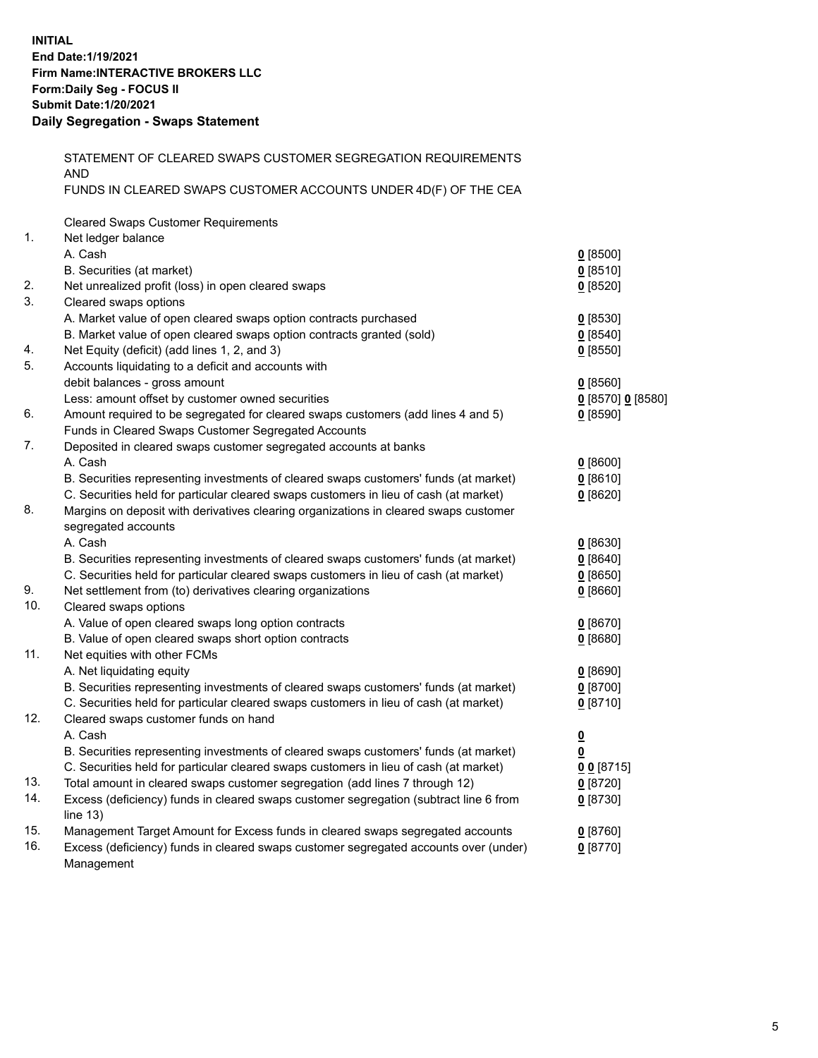**INITIAL**
**End Date:1/19/2021**
**Firm Name:INTERACTIVE BROKERS LLC**
**Form:Daily Seg - FOCUS II**
**Submit Date:1/20/2021**
**Daily Segregation - Swaps Statement**

STATEMENT OF CLEARED SWAPS CUSTOMER SEGREGATION REQUIREMENTS AND FUNDS IN CLEARED SWAPS CUSTOMER ACCOUNTS UNDER 4D(F) OF THE CEA

| | | |
|---|---|---|
| | Cleared Swaps Customer Requirements | |
| 1. | Net ledger balance | |
| | A. Cash | 0 [8500] |
| | B. Securities (at market) | 0 [8510] |
| 2. | Net unrealized profit (loss) in open cleared swaps | 0 [8520] |
| 3. | Cleared swaps options | |
| | A. Market value of open cleared swaps option contracts purchased | 0 [8530] |
| | B. Market value of open cleared swaps option contracts granted (sold) | 0 [8540] |
| 4. | Net Equity (deficit) (add lines 1, 2, and 3) | 0 [8550] |
| 5. | Accounts liquidating to a deficit and accounts with | |
| | debit balances - gross amount | 0 [8560] |
| | Less: amount offset by customer owned securities | 0 [8570] 0 [8580] |
| 6. | Amount required to be segregated for cleared swaps customers (add lines 4 and 5) | 0 [8590] |
| | Funds in Cleared Swaps Customer Segregated Accounts | |
| 7. | Deposited in cleared swaps customer segregated accounts at banks | |
| | A. Cash | 0 [8600] |
| | B. Securities representing investments of cleared swaps customers' funds (at market) | 0 [8610] |
| | C. Securities held for particular cleared swaps customers in lieu of cash (at market) | 0 [8620] |
| 8. | Margins on deposit with derivatives clearing organizations in cleared swaps customer segregated accounts | |
| | A. Cash | 0 [8630] |
| | B. Securities representing investments of cleared swaps customers' funds (at market) | 0 [8640] |
| | C. Securities held for particular cleared swaps customers in lieu of cash (at market) | 0 [8650] |
| 9. | Net settlement from (to) derivatives clearing organizations | 0 [8660] |
| 10. | Cleared swaps options | |
| | A. Value of open cleared swaps long option contracts | 0 [8670] |
| | B. Value of open cleared swaps short option contracts | 0 [8680] |
| 11. | Net equities with other FCMs | |
| | A. Net liquidating equity | 0 [8690] |
| | B. Securities representing investments of cleared swaps customers' funds (at market) | 0 [8700] |
| | C. Securities held for particular cleared swaps customers in lieu of cash (at market) | 0 [8710] |
| 12. | Cleared swaps customer funds on hand | |
| | A. Cash | 0 |
| | B. Securities representing investments of cleared swaps customers' funds (at market) | 0 |
| | C. Securities held for particular cleared swaps customers in lieu of cash (at market) | 0 0 [8715] |
| 13. | Total amount in cleared swaps customer segregation (add lines 7 through 12) | 0 [8720] |
| 14. | Excess (deficiency) funds in cleared swaps customer segregation (subtract line 6 from line 13) | 0 [8730] |
| 15. | Management Target Amount for Excess funds in cleared swaps segregated accounts | 0 [8760] |
| 16. | Excess (deficiency) funds in cleared swaps customer segregated accounts over (under) Management | 0 [8770] |